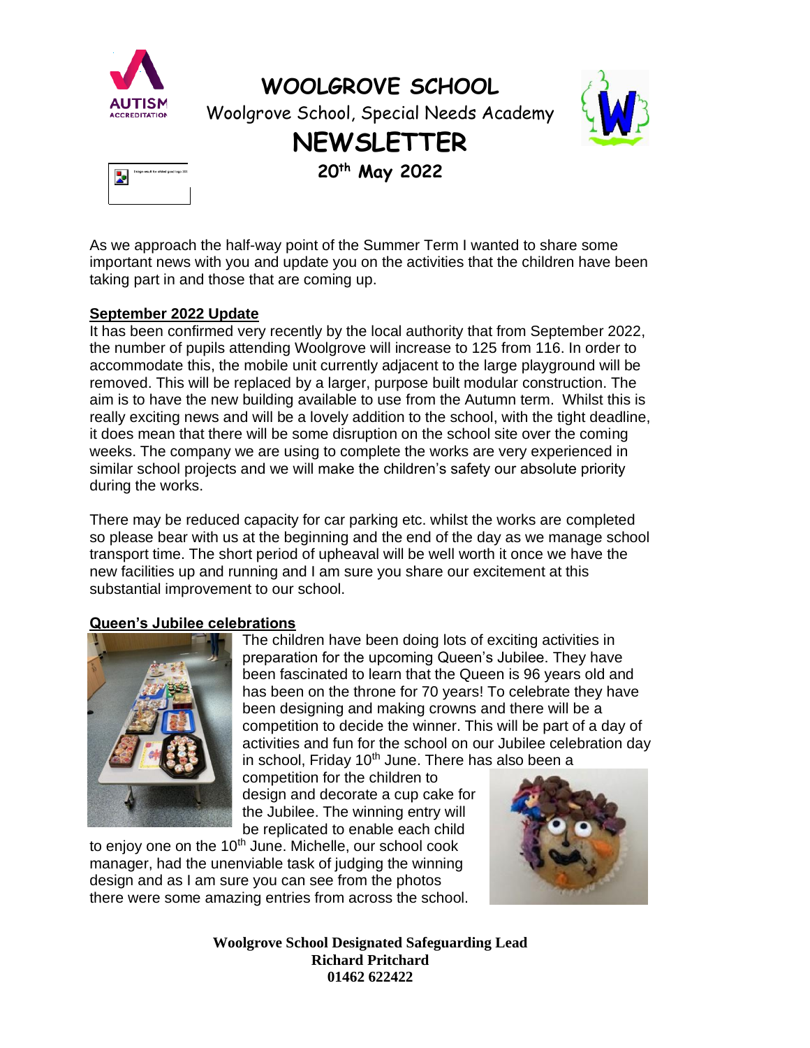# WOOLGROVE SCHOOL

Woolgrove School, Special Needs Academy

## NEWSLETTER

**20th May 2022**

As we approach the half-way point of the Summer Term I wanted to share some important news with you and update you on the activities that the children have been taking part in and those that are coming up.

**September 2022 Update**

It has been confirmed very recently by the local authority that from September 2022, the number of pupils attending Woolgrove will increase to 125 from 116. In order to accommodate this, the mobile unit currently adjacent to the large playground will be removed. This will be replaced by a larger, purpose built modular construction. The aim is to have the new building available to use from the Autumn term. Whilst this is really exciting news and will be a lovely addition to the school, with the tight deadline, it does mean that there will be some disruption on the school site over the coming weeks. The company we are using to complete the works are very experienced in similar school projects and we will make the children's safety our absolute priority during the works.

There may be reduced capacity for car parking etc. whilst the works are completed so please bear with us at the beginning and the end of the day as we manage school transport time. The short period of upheaval will be well worth it once we have the new facilities up and running and I am sure you share our excitement at this substantial improvement to our school.

**Queen's Jubilee celebrations**

The children have been doing lots of exciting activities in preparation for the upcoming Queen's Jubilee. They have been fascinated to learn that the Queen is 96 years old and has been on the throne for 70 years! To celebrate they have been designing and making crowns and there will be a competition to decide the winner. This will be part of a day of activities and fun for the school on our Jubilee celebration day in school, Friday 10th June. There has also been a competition for the children to design and decorate a cup cake for the Jubilee. The winning entry will be replicated to enable each child to enjoy one on the 10th June. Michelle, our school cook manager, had the unenviable task of judging the winning design and as I am sure you can see from the photos there were some amazing entries from across the school.

**Woolgrove School Designated Safeguarding Lead**
**Richard Pritchard**
**01462 622422**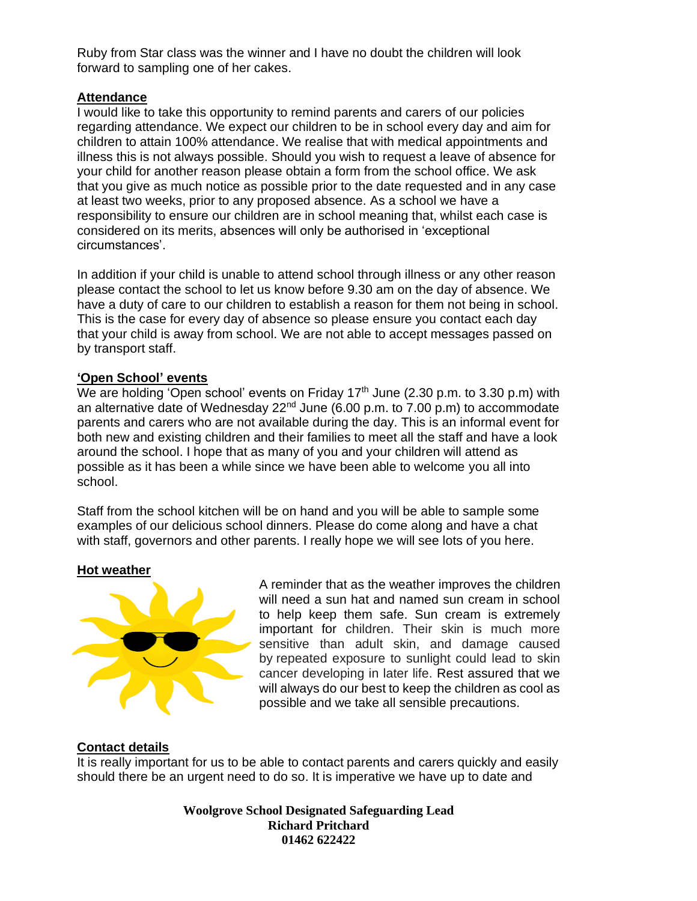Ruby from Star class was the winner and I have no doubt the children will look forward to sampling one of her cakes.

**Attendance**

I would like to take this opportunity to remind parents and carers of our policies regarding attendance. We expect our children to be in school every day and aim for children to attain 100% attendance. We realise that with medical appointments and illness this is not always possible. Should you wish to request a leave of absence for your child for another reason please obtain a form from the school office. We ask that you give as much notice as possible prior to the date requested and in any case at least two weeks, prior to any proposed absence. As a school we have a responsibility to ensure our children are in school meaning that, whilst each case is considered on its merits, absences will only be authorised in 'exceptional circumstances'.

In addition if your child is unable to attend school through illness or any other reason please contact the school to let us know before 9.30 am on the day of absence. We have a duty of care to our children to establish a reason for them not being in school. This is the case for every day of absence so please ensure you contact each day that your child is away from school. We are not able to accept messages passed on by transport staff.

**'Open School' events**

We are holding 'Open school' events on Friday 17th June (2.30 p.m. to 3.30 p.m) with an alternative date of Wednesday 22nd June (6.00 p.m. to 7.00 p.m) to accommodate parents and carers who are not available during the day. This is an informal event for both new and existing children and their families to meet all the staff and have a look around the school. I hope that as many of you and your children will attend as possible as it has been a while since we have been able to welcome you all into school.

Staff from the school kitchen will be on hand and you will be able to sample some examples of our delicious school dinners. Please do come along and have a chat with staff, governors and other parents. I really hope we will see lots of you here.

**Hot weather**

A reminder that as the weather improves the children will need a sun hat and named sun cream in school to help keep them safe. Sun cream is extremely important for children. Their skin is much more sensitive than adult skin, and damage caused by repeated exposure to sunlight could lead to skin cancer developing in later life. Rest assured that we will always do our best to keep the children as cool as possible and we take all sensible precautions.

**Contact details**

It is really important for us to be able to contact parents and carers quickly and easily should there be an urgent need to do so. It is imperative we have up to date and

**Woolgrove School Designated Safeguarding Lead**
**Richard Pritchard**
**01462 622422**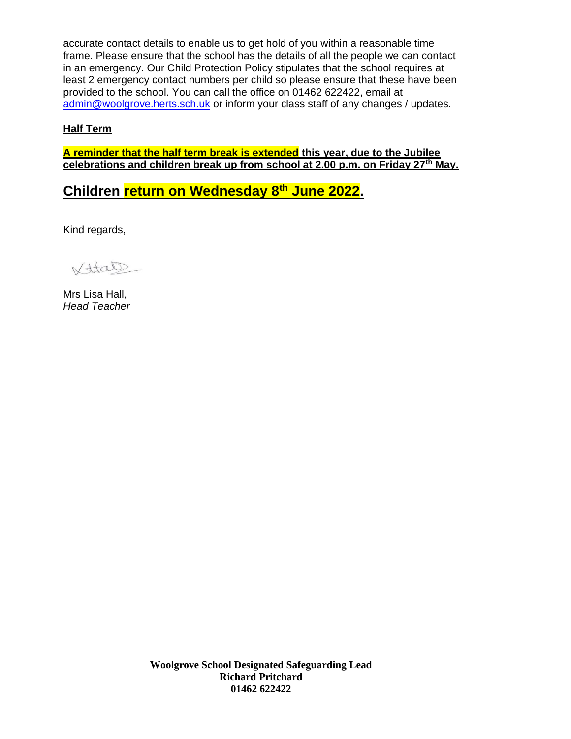accurate contact details to enable us to get hold of you within a reasonable time frame. Please ensure that the school has the details of all the people we can contact in an emergency. Our Child Protection Policy stipulates that the school requires at least 2 emergency contact numbers per child so please ensure that these have been provided to the school. You can call the office on 01462 622422, email at admin@woolgrove.herts.sch.uk or inform your class staff of any changes / updates.

**Half Term**

**A reminder that the half term break is extended this year, due to the Jubilee celebrations and children break up from school at 2.00 p.m. on Friday 27th May.**

## Children return on Wednesday 8th June 2022.

Kind regards,

Mrs Lisa Hall,
*Head Teacher*

**Woolgrove School Designated Safeguarding Lead**
**Richard Pritchard**
**01462 622422**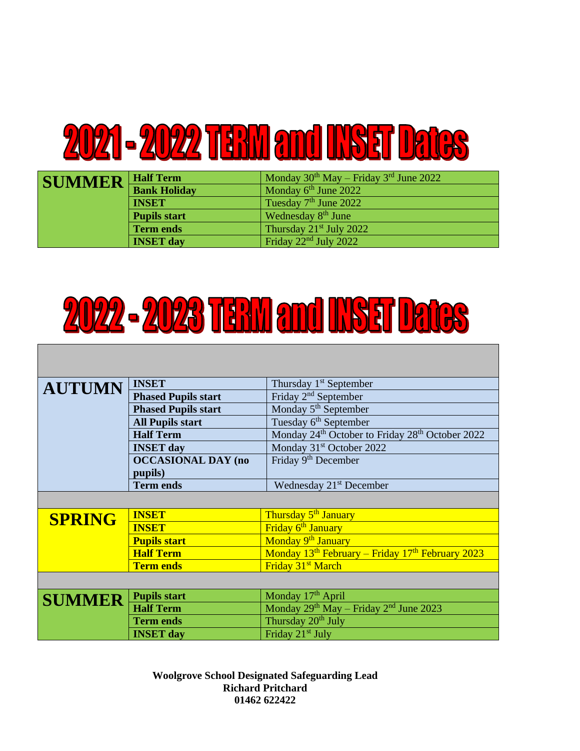# 2021 - 2022 TERM and INSET Dates

| | | |
|---|---|---|
| **SUMMER** | **Half Term** | Monday 30th May – Friday 3rd June 2022 |
| | **Bank Holiday** | Monday 6th June 2022 |
| | **INSET** | Tuesday 7th June 2022 |
| | **Pupils start** | Wednesday 8th June |
| | **Term ends** | Thursday 21st July 2022 |
| | **INSET day** | Friday 22nd July 2022 |

# 2022 - 2023 TERM and INSET Dates

| | | |
|---|---|---|
| **AUTUMN** | **INSET** | Thursday 1st September |
| | **Phased Pupils start** | Friday 2nd September |
| | **Phased Pupils start** | Monday 5th September |
| | **All Pupils start** | Tuesday 6th September |
| | **Half Term** | Monday 24th October to Friday 28th October 2022 |
| | **INSET day** | Monday 31st October 2022 |
| | **OCCASIONAL DAY (no pupils)** | Friday 9th December |
| | **Term ends** | Wednesday 21st December |
| | | |
| **SPRING** | **INSET** | Thursday 5th January |
| | **INSET** | Friday 6th January |
| | **Pupils start** | Monday 9th January |
| | **Half Term** | Monday 13th February – Friday 17th February 2023 |
| | **Term ends** | Friday 31st March |
| | | |
| **SUMMER** | **Pupils start** | Monday 17th April |
| | **Half Term** | Monday 29th May – Friday 2nd June 2023 |
| | **Term ends** | Thursday 20th July |
| | **INSET day** | Friday 21st July |

**Woolgrove School Designated Safeguarding Lead**
**Richard Pritchard**
**01462 622422**